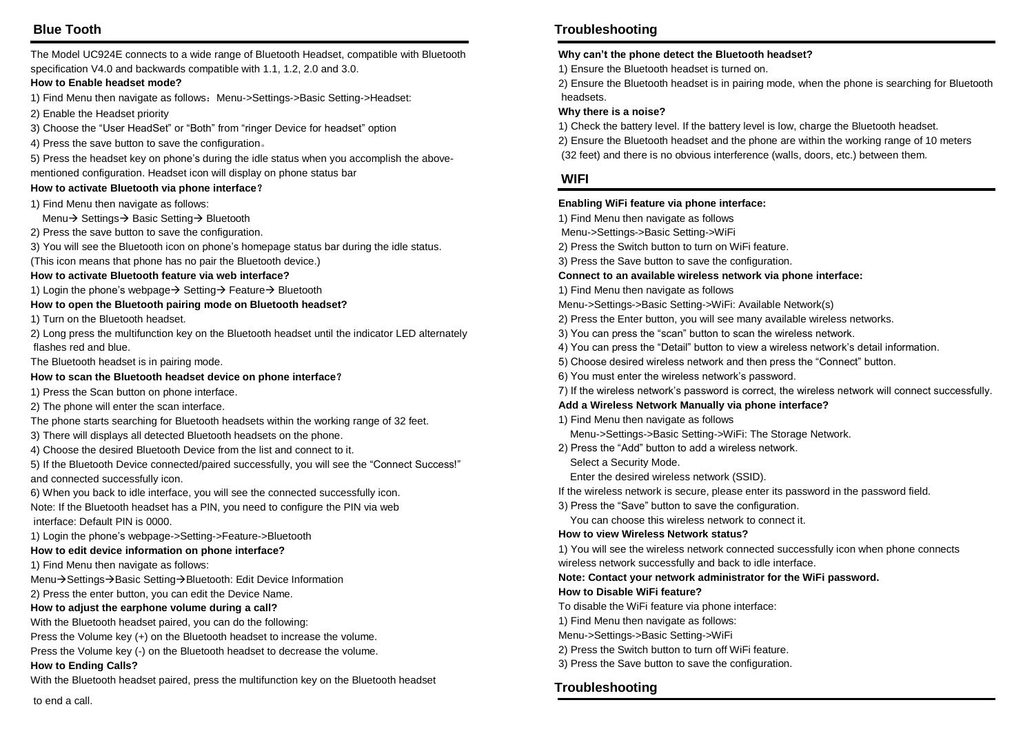## Blue Tooth

The Model UC924E connects to a wide range of Bluetooth Headset, compatible with Bluetooth specification V4.0 and backwards compatible with 1.1, 1.2, 2.0 and 3.0.

**How to Enable headset mode?**

1) Find Menu then navigate as follows：Menu->Settings->Basic Setting->Headset:

2) Enable the Headset priority

3) Choose the "User HeadSet" or "Both" from "ringer Device for headset" option

4) Press the save button to save the configuration。

5) Press the headset key on phone's during the idle status when you accomplish the above-mentioned configuration. Headset icon will display on phone status bar

**How to activate Bluetooth via phone interface?**

1) Find Menu then navigate as follows:
   Menu→ Settings→ Basic Setting→ Bluetooth

2) Press the save button to save the configuration.

3) You will see the Bluetooth icon on phone's homepage status bar during the idle status. (This icon means that phone has no pair the Bluetooth device.)

**How to activate Bluetooth feature via web interface?**

1) Login the phone's webpage→ Setting→ Feature→ Bluetooth

**How to open the Bluetooth pairing mode on Bluetooth headset?**

1) Turn on the Bluetooth headset.

2) Long press the multifunction key on the Bluetooth headset until the indicator LED alternately flashes red and blue.

The Bluetooth headset is in pairing mode.

**How to scan the Bluetooth headset device on phone interface?**

1) Press the Scan button on phone interface.

2) The phone will enter the scan interface.

The phone starts searching for Bluetooth headsets within the working range of 32 feet.

3) There will displays all detected Bluetooth headsets on the phone.

4) Choose the desired Bluetooth Device from the list and connect to it.

5) If the Bluetooth Device connected/paired successfully, you will see the "Connect Success!" and connected successfully icon.

6) When you back to idle interface, you will see the connected successfully icon.

Note: If the Bluetooth headset has a PIN, you need to configure the PIN via web interface: Default PIN is 0000.

1) Login the phone's webpage->Setting->Feature->Bluetooth

**How to edit device information on phone interface?**

1) Find Menu then navigate as follows:

Menu→Settings→Basic Setting→Bluetooth: Edit Device Information

2) Press the enter button, you can edit the Device Name.

**How to adjust the earphone volume during a call?**

With the Bluetooth headset paired, you can do the following:

Press the Volume key (+) on the Bluetooth headset to increase the volume.

Press the Volume key (-) on the Bluetooth headset to decrease the volume.

**How to Ending Calls?**

With the Bluetooth headset paired, press the multifunction key on the Bluetooth headset to end a call.

## Troubleshooting

**Why can't the phone detect the Bluetooth headset?**

1) Ensure the Bluetooth headset is turned on.

2) Ensure the Bluetooth headset is in pairing mode, when the phone is searching for Bluetooth headsets.

**Why there is a noise?**

1) Check the battery level. If the battery level is low, charge the Bluetooth headset.

2) Ensure the Bluetooth headset and the phone are within the working range of 10 meters (32 feet) and there is no obvious interference (walls, doors, etc.) between them.

## WIFI

**Enabling WiFi feature via phone interface:**

1) Find Menu then navigate as follows
 Menu->Settings->Basic Setting->WiFi

2) Press the Switch button to turn on WiFi feature.

3) Press the Save button to save the configuration.

**Connect to an available wireless network via phone interface:**

1) Find Menu then navigate as follows

Menu->Settings->Basic Setting->WiFi: Available Network(s)

2) Press the Enter button, you will see many available wireless networks.

3) You can press the "scan" button to scan the wireless network.

4) You can press the "Detail" button to view a wireless network's detail information.

5) Choose desired wireless network and then press the "Connect" button.

6) You must enter the wireless network's password.

7) If the wireless network's password is correct, the wireless network will connect successfully.

**Add a Wireless Network Manually via phone interface?**

1) Find Menu then navigate as follows
   Menu->Settings->Basic Setting->WiFi: The Storage Network.

2) Press the "Add" button to add a wireless network.
   Select a Security Mode.
   Enter the desired wireless network (SSID).

If the wireless network is secure, please enter its password in the password field.

3) Press the "Save" button to save the configuration.
   You can choose this wireless network to connect it.

**How to view Wireless Network status?**

1) You will see the wireless network connected successfully icon when phone connects wireless network successfully and back to idle interface.

**Note: Contact your network administrator for the WiFi password.**

**How to Disable WiFi feature?**

To disable the WiFi feature via phone interface:

1) Find Menu then navigate as follows:

Menu->Settings->Basic Setting->WiFi

2) Press the Switch button to turn off WiFi feature.

3) Press the Save button to save the configuration.

## Troubleshooting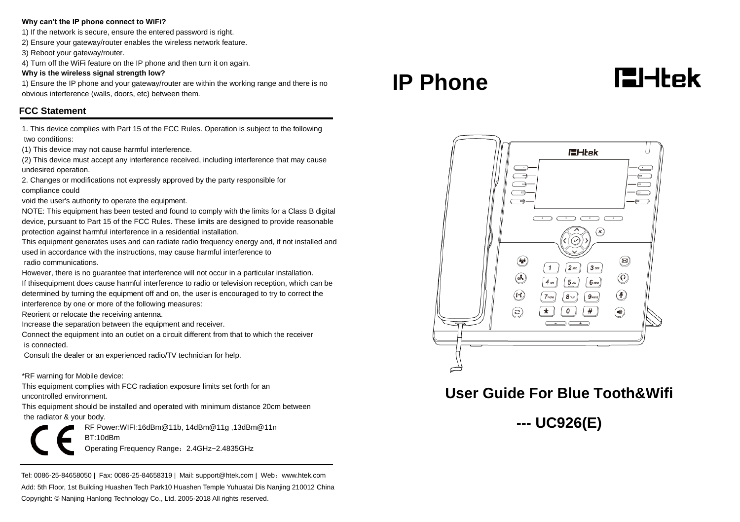**Why can't the IP phone connect to WiFi?**

1) If the network is secure, ensure the entered password is right.
2) Ensure your gateway/router enables the wireless network feature.
3) Reboot your gateway/router.
4) Turn off the WiFi feature on the IP phone and then turn it on again.

**Why is the wireless signal strength low?**

1) Ensure the IP phone and your gateway/router are within the working range and there is no obvious interference (walls, doors, etc) between them.

## FCC Statement

1. This device complies with Part 15 of the FCC Rules. Operation is subject to the following two conditions:

(1) This device may not cause harmful interference.

(2) This device must accept any interference received, including interference that may cause undesired operation.

2. Changes or modifications not expressly approved by the party responsible for compliance could void the user's authority to operate the equipment.

NOTE: This equipment has been tested and found to comply with the limits for a Class B digital device, pursuant to Part 15 of the FCC Rules. These limits are designed to provide reasonable protection against harmful interference in a residential installation.

This equipment generates uses and can radiate radio frequency energy and, if not installed and used in accordance with the instructions, may cause harmful interference to radio communications.

However, there is no guarantee that interference will not occur in a particular installation.

If thisequipment does cause harmful interference to radio or television reception, which can be determined by turning the equipment off and on, the user is encouraged to try to correct the interference by one or more of the following measures:

Reorient or relocate the receiving antenna.

Increase the separation between the equipment and receiver.

Connect the equipment into an outlet on a circuit different from that to which the receiver is connected.

Consult the dealer or an experienced radio/TV technician for help.

*RF warning for Mobile device:

This equipment complies with FCC radiation exposure limits set forth for an uncontrolled environment.

This equipment should be installed and operated with minimum distance 20cm between the radiator & your body.

CE

RF Power:WIFI:16dBm@11b, 14dBm@11g ,13dBm@11n

BT:10dBm

Operating Frequency Range：2.4GHz~2.4835GHz

Tel: 0086-25-84658050 | Fax: 0086-25-84658319 | Mail: support@htek.com | Web：www.htek.com

Add: 5th Floor, 1st Building Huashen Tech Park10 Huashen Temple Yuhuatai Dis Nanjing 210012 China

Copyright: © Nanjing Hanlong Technology Co., Ltd. 2005-2018 All rights reserved.

# IP Phone

Htek

## User Guide For Blue Tooth&Wifi

## --- UC926(E)